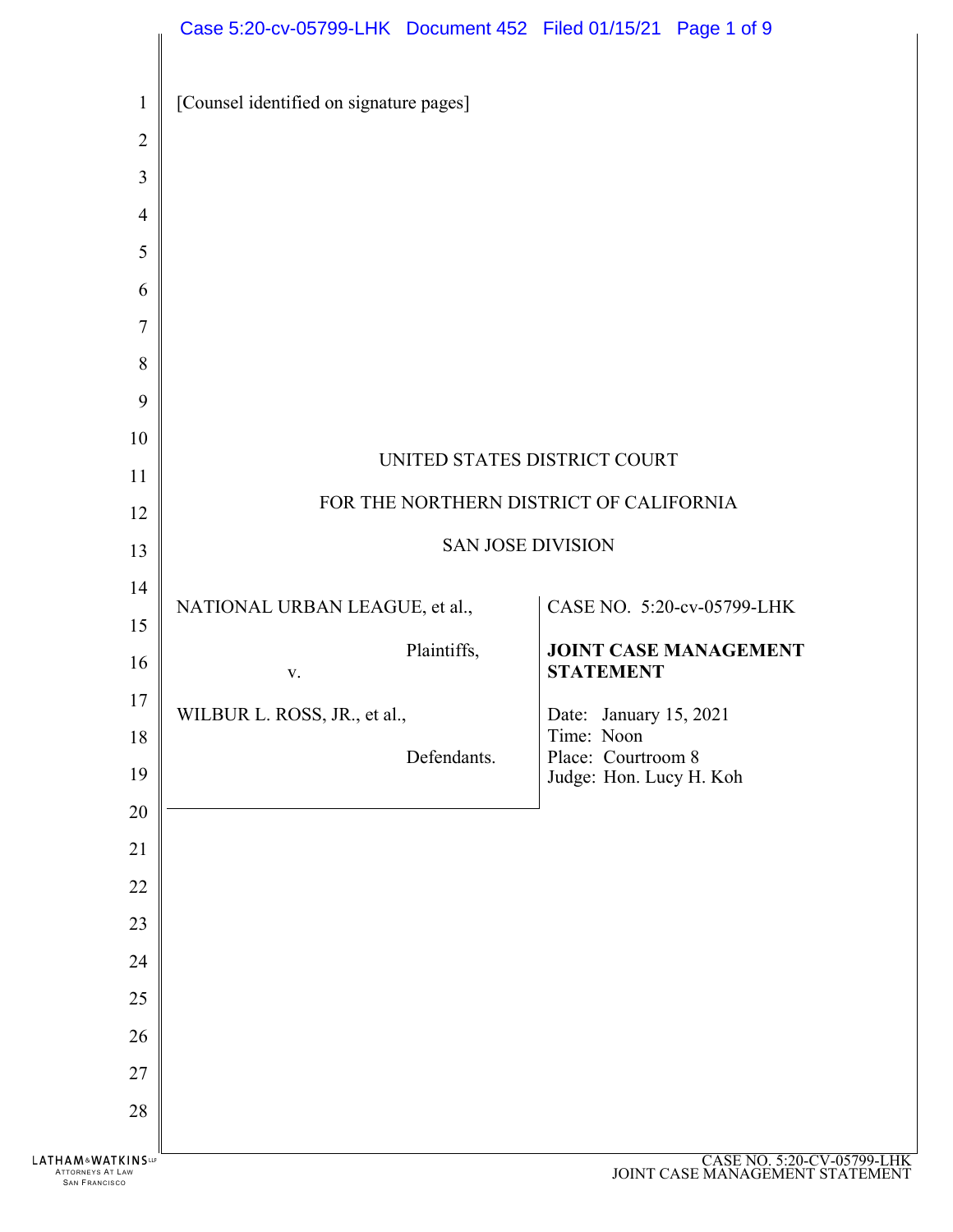[Counsel identified on signature pages]

UNITED STATES DISTRICT COURT

FOR THE NORTHERN DISTRICT OF CALIFORNIA

SAN JOSE DIVISION

| | |
|---|---|
| NATIONAL URBAN LEAGUE, et al., Plaintiffs, v. WILBUR L. ROSS, JR., et al., Defendants. | CASE NO. 5:20-cv-05799-LHK **JOINT CASE MANAGEMENT STATEMENT** Date: January 15, 2021 Time: Noon Place: Courtroom 8 Judge: Hon. Lucy H. Koh |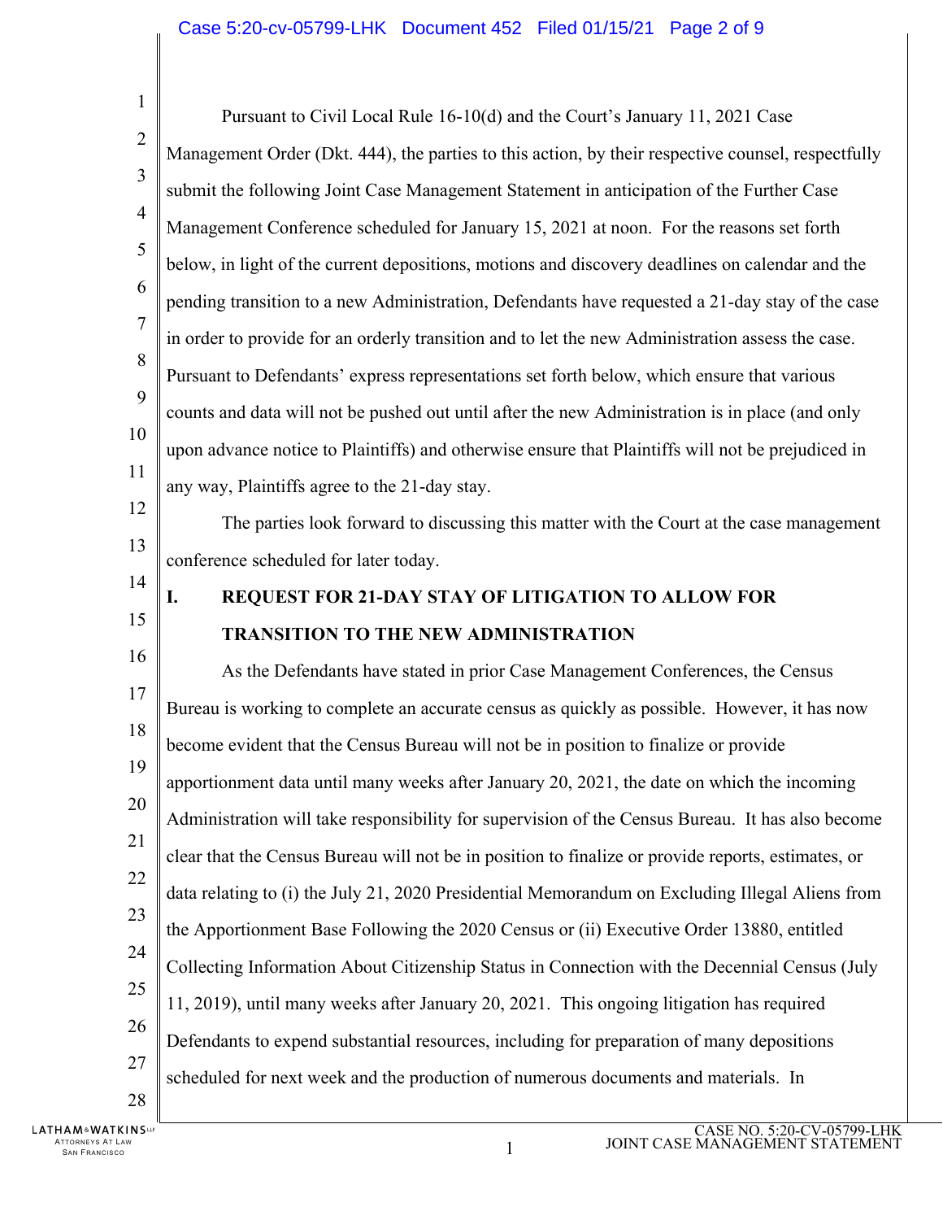Pursuant to Civil Local Rule 16-10(d) and the Court's January 11, 2021 Case Management Order (Dkt. 444), the parties to this action, by their respective counsel, respectfully submit the following Joint Case Management Statement in anticipation of the Further Case Management Conference scheduled for January 15, 2021 at noon. For the reasons set forth below, in light of the current depositions, motions and discovery deadlines on calendar and the pending transition to a new Administration, Defendants have requested a 21-day stay of the case in order to provide for an orderly transition and to let the new Administration assess the case. Pursuant to Defendants' express representations set forth below, which ensure that various counts and data will not be pushed out until after the new Administration is in place (and only upon advance notice to Plaintiffs) and otherwise ensure that Plaintiffs will not be prejudiced in any way, Plaintiffs agree to the 21-day stay.

The parties look forward to discussing this matter with the Court at the case management conference scheduled for later today.

## I. REQUEST FOR 21-DAY STAY OF LITIGATION TO ALLOW FOR TRANSITION TO THE NEW ADMINISTRATION

As the Defendants have stated in prior Case Management Conferences, the Census Bureau is working to complete an accurate census as quickly as possible. However, it has now become evident that the Census Bureau will not be in position to finalize or provide apportionment data until many weeks after January 20, 2021, the date on which the incoming Administration will take responsibility for supervision of the Census Bureau. It has also become clear that the Census Bureau will not be in position to finalize or provide reports, estimates, or data relating to (i) the July 21, 2020 Presidential Memorandum on Excluding Illegal Aliens from the Apportionment Base Following the 2020 Census or (ii) Executive Order 13880, entitled Collecting Information About Citizenship Status in Connection with the Decennial Census (July 11, 2019), until many weeks after January 20, 2021. This ongoing litigation has required Defendants to expend substantial resources, including for preparation of many depositions scheduled for next week and the production of numerous documents and materials. In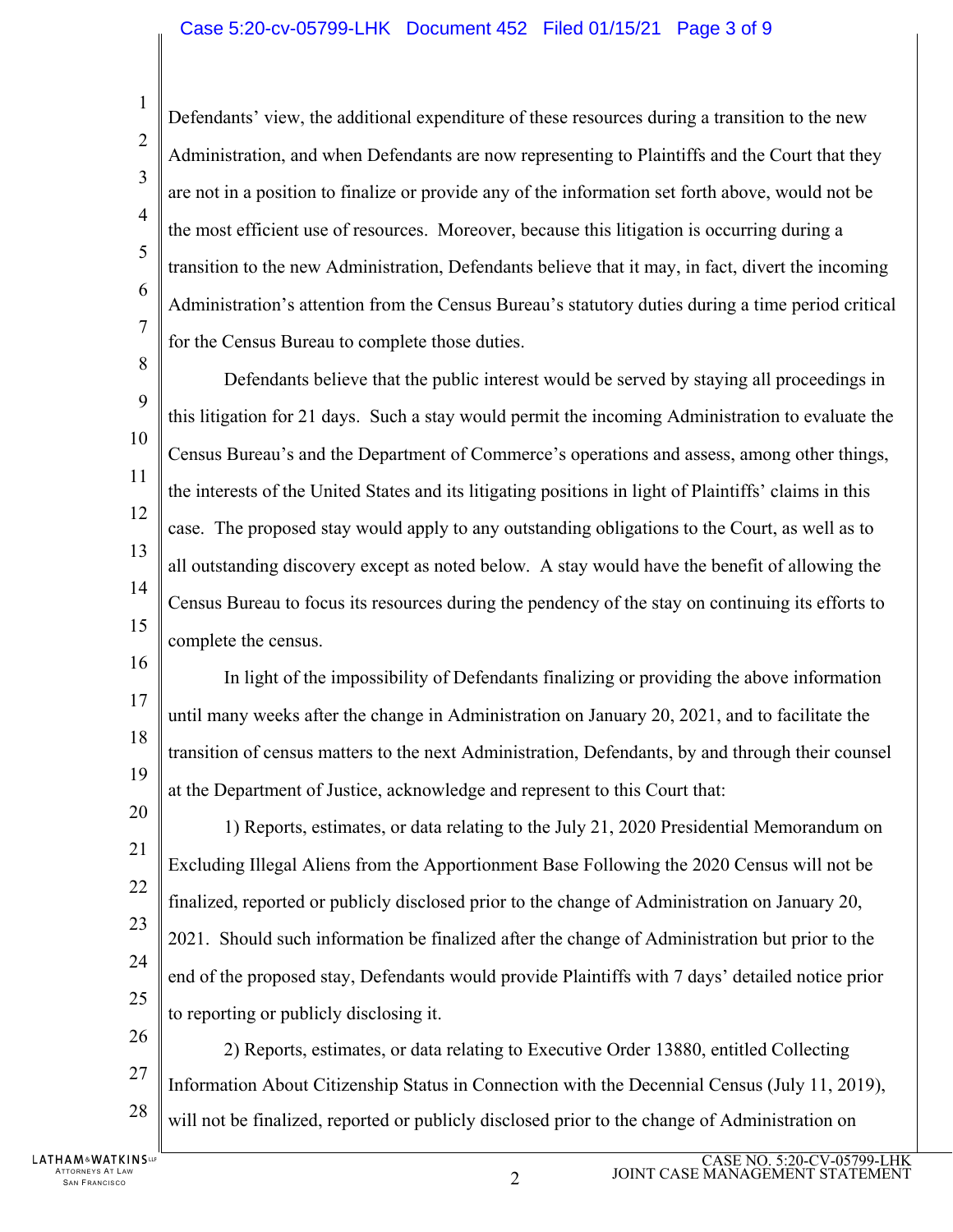Defendants' view, the additional expenditure of these resources during a transition to the new Administration, and when Defendants are now representing to Plaintiffs and the Court that they are not in a position to finalize or provide any of the information set forth above, would not be the most efficient use of resources. Moreover, because this litigation is occurring during a transition to the new Administration, Defendants believe that it may, in fact, divert the incoming Administration's attention from the Census Bureau's statutory duties during a time period critical for the Census Bureau to complete those duties.

Defendants believe that the public interest would be served by staying all proceedings in this litigation for 21 days. Such a stay would permit the incoming Administration to evaluate the Census Bureau's and the Department of Commerce's operations and assess, among other things, the interests of the United States and its litigating positions in light of Plaintiffs' claims in this case. The proposed stay would apply to any outstanding obligations to the Court, as well as to all outstanding discovery except as noted below. A stay would have the benefit of allowing the Census Bureau to focus its resources during the pendency of the stay on continuing its efforts to complete the census.

In light of the impossibility of Defendants finalizing or providing the above information until many weeks after the change in Administration on January 20, 2021, and to facilitate the transition of census matters to the next Administration, Defendants, by and through their counsel at the Department of Justice, acknowledge and represent to this Court that:

1) Reports, estimates, or data relating to the July 21, 2020 Presidential Memorandum on Excluding Illegal Aliens from the Apportionment Base Following the 2020 Census will not be finalized, reported or publicly disclosed prior to the change of Administration on January 20, 2021. Should such information be finalized after the change of Administration but prior to the end of the proposed stay, Defendants would provide Plaintiffs with 7 days' detailed notice prior to reporting or publicly disclosing it.

2) Reports, estimates, or data relating to Executive Order 13880, entitled Collecting Information About Citizenship Status in Connection with the Decennial Census (July 11, 2019), will not be finalized, reported or publicly disclosed prior to the change of Administration on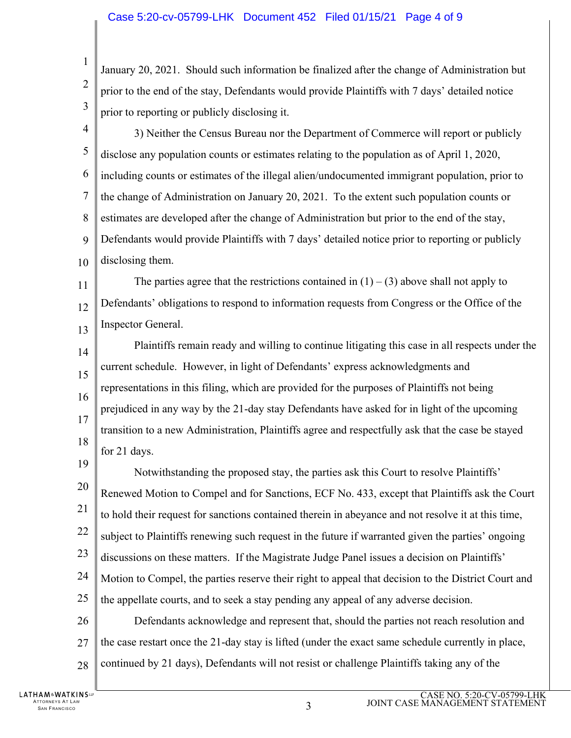January 20, 2021. Should such information be finalized after the change of Administration but prior to the end of the stay, Defendants would provide Plaintiffs with 7 days' detailed notice prior to reporting or publicly disclosing it.

3) Neither the Census Bureau nor the Department of Commerce will report or publicly disclose any population counts or estimates relating to the population as of April 1, 2020, including counts or estimates of the illegal alien/undocumented immigrant population, prior to the change of Administration on January 20, 2021. To the extent such population counts or estimates are developed after the change of Administration but prior to the end of the stay, Defendants would provide Plaintiffs with 7 days' detailed notice prior to reporting or publicly disclosing them.

The parties agree that the restrictions contained in (1) – (3) above shall not apply to Defendants' obligations to respond to information requests from Congress or the Office of the Inspector General.

Plaintiffs remain ready and willing to continue litigating this case in all respects under the current schedule. However, in light of Defendants' express acknowledgments and representations in this filing, which are provided for the purposes of Plaintiffs not being prejudiced in any way by the 21-day stay Defendants have asked for in light of the upcoming transition to a new Administration, Plaintiffs agree and respectfully ask that the case be stayed for 21 days.

Notwithstanding the proposed stay, the parties ask this Court to resolve Plaintiffs' Renewed Motion to Compel and for Sanctions, ECF No. 433, except that Plaintiffs ask the Court to hold their request for sanctions contained therein in abeyance and not resolve it at this time, subject to Plaintiffs renewing such request in the future if warranted given the parties' ongoing discussions on these matters. If the Magistrate Judge Panel issues a decision on Plaintiffs' Motion to Compel, the parties reserve their right to appeal that decision to the District Court and the appellate courts, and to seek a stay pending any appeal of any adverse decision.

Defendants acknowledge and represent that, should the parties not reach resolution and the case restart once the 21-day stay is lifted (under the exact same schedule currently in place, continued by 21 days), Defendants will not resist or challenge Plaintiffs taking any of the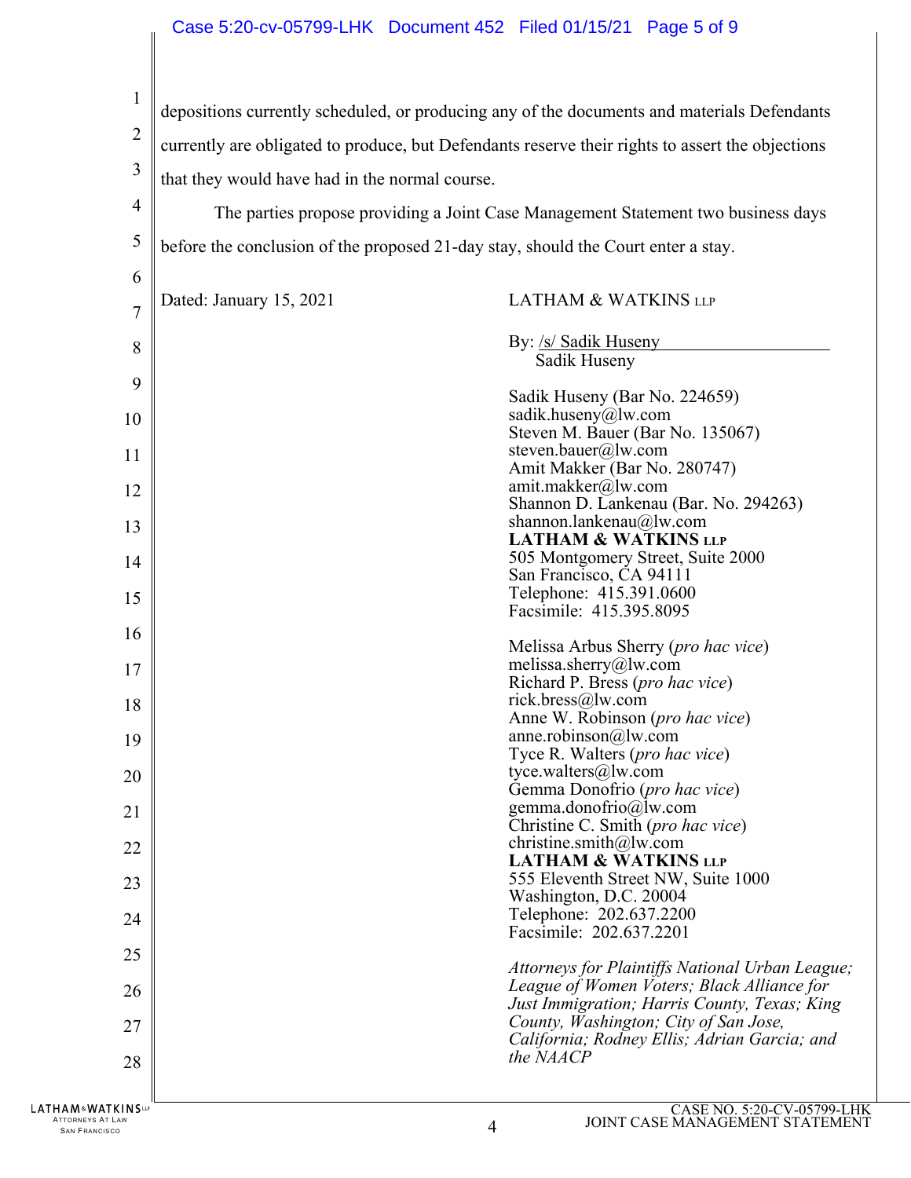depositions currently scheduled, or producing any of the documents and materials Defendants currently are obligated to produce, but Defendants reserve their rights to assert the objections that they would have had in the normal course.

The parties propose providing a Joint Case Management Statement two business days before the conclusion of the proposed 21-day stay, should the Court enter a stay.

Dated: January 15, 2021

LATHAM & WATKINS LLP

By: /s/ Sadik Huseny
Sadik Huseny

Sadik Huseny (Bar No. 224659)
sadik.huseny@lw.com
Steven M. Bauer (Bar No. 135067)
steven.bauer@lw.com
Amit Makker (Bar No. 280747)
amit.makker@lw.com
Shannon D. Lankenau (Bar. No. 294263)
shannon.lankenau@lw.com
**LATHAM & WATKINS LLP**
505 Montgomery Street, Suite 2000
San Francisco, CA 94111
Telephone: 415.391.0600
Facsimile: 415.395.8095

Melissa Arbus Sherry (*pro hac vice*)
melissa.sherry@lw.com
Richard P. Bress (*pro hac vice*)
rick.bress@lw.com
Anne W. Robinson (*pro hac vice*)
anne.robinson@lw.com
Tyce R. Walters (*pro hac vice*)
tyce.walters@lw.com
Gemma Donofrio (*pro hac vice*)
gemma.donofrio@lw.com
Christine C. Smith (*pro hac vice*)
christine.smith@lw.com
**LATHAM & WATKINS LLP**
555 Eleventh Street NW, Suite 1000
Washington, D.C. 20004
Telephone: 202.637.2200
Facsimile: 202.637.2201

*Attorneys for Plaintiffs National Urban League; League of Women Voters; Black Alliance for Just Immigration; Harris County, Texas; King County, Washington; City of San Jose, California; Rodney Ellis; Adrian Garcia; and the NAACP*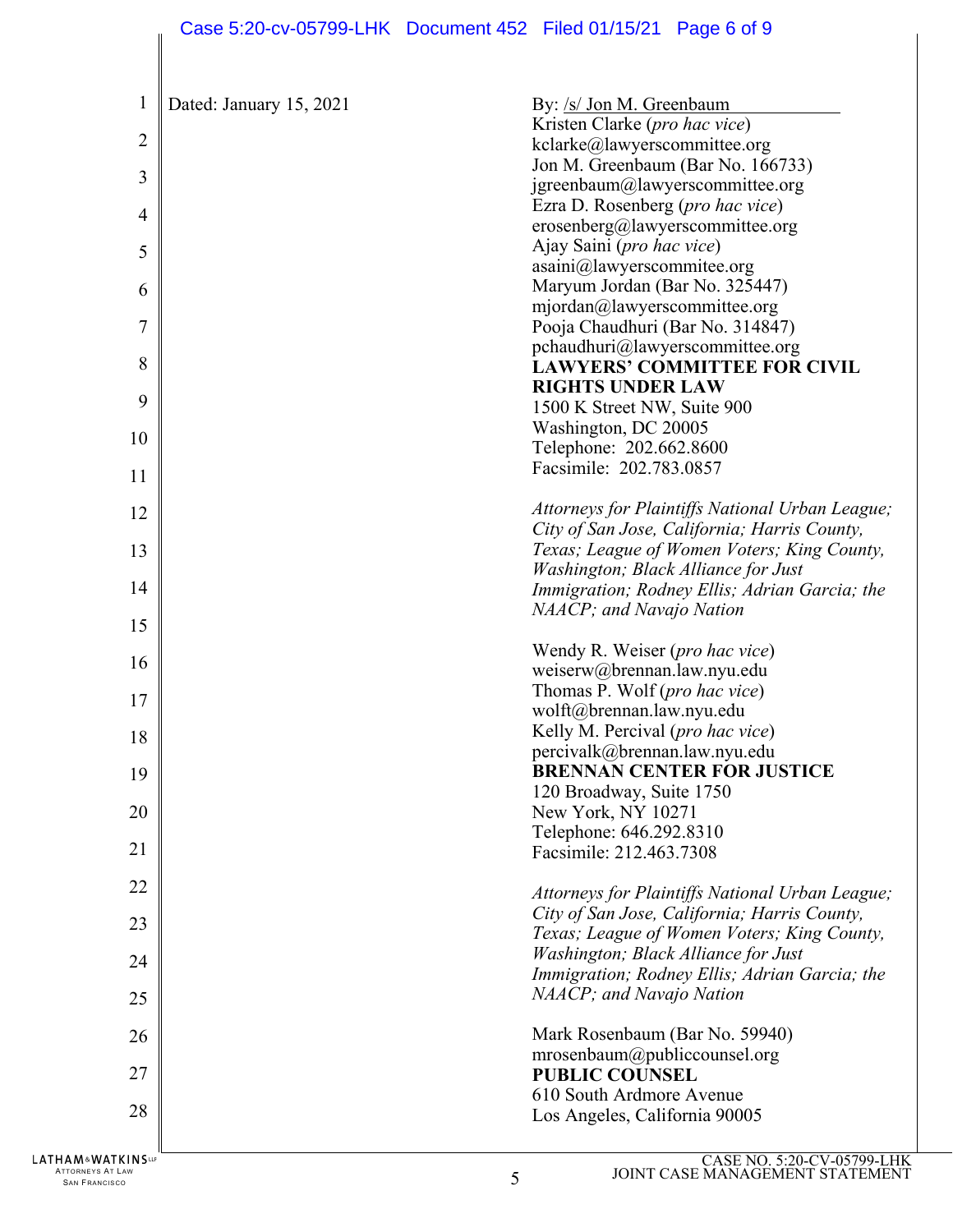Dated: January 15, 2021

By: /s/ Jon M. Greenbaum
Kristen Clarke (*pro hac vice*)
kclarke@lawyerscommittee.org
Jon M. Greenbaum (Bar No. 166733)
jgreenbaum@lawyerscommittee.org
Ezra D. Rosenberg (*pro hac vice*)
erosenberg@lawyerscommittee.org
Ajay Saini (*pro hac vice*)
asaini@lawyerscommitee.org
Maryum Jordan (Bar No. 325447)
mjordan@lawyerscommittee.org
Pooja Chaudhuri (Bar No. 314847)
pchaudhuri@lawyerscommittee.org
**LAWYERS' COMMITTEE FOR CIVIL RIGHTS UNDER LAW**
1500 K Street NW, Suite 900
Washington, DC 20005
Telephone: 202.662.8600
Facsimile: 202.783.0857

*Attorneys for Plaintiffs National Urban League; City of San Jose, California; Harris County, Texas; League of Women Voters; King County, Washington; Black Alliance for Just Immigration; Rodney Ellis; Adrian Garcia; the NAACP; and Navajo Nation*

Wendy R. Weiser (*pro hac vice*)
weiserw@brennan.law.nyu.edu
Thomas P. Wolf (*pro hac vice*)
wolft@brennan.law.nyu.edu
Kelly M. Percival (*pro hac vice*)
percivalk@brennan.law.nyu.edu
**BRENNAN CENTER FOR JUSTICE**
120 Broadway, Suite 1750
New York, NY 10271
Telephone: 646.292.8310
Facsimile: 212.463.7308

*Attorneys for Plaintiffs National Urban League; City of San Jose, California; Harris County, Texas; League of Women Voters; King County, Washington; Black Alliance for Just Immigration; Rodney Ellis; Adrian Garcia; the NAACP; and Navajo Nation*

Mark Rosenbaum (Bar No. 59940)
mrosenbaum@publiccounsel.org
**PUBLIC COUNSEL**
610 South Ardmore Avenue
Los Angeles, California 90005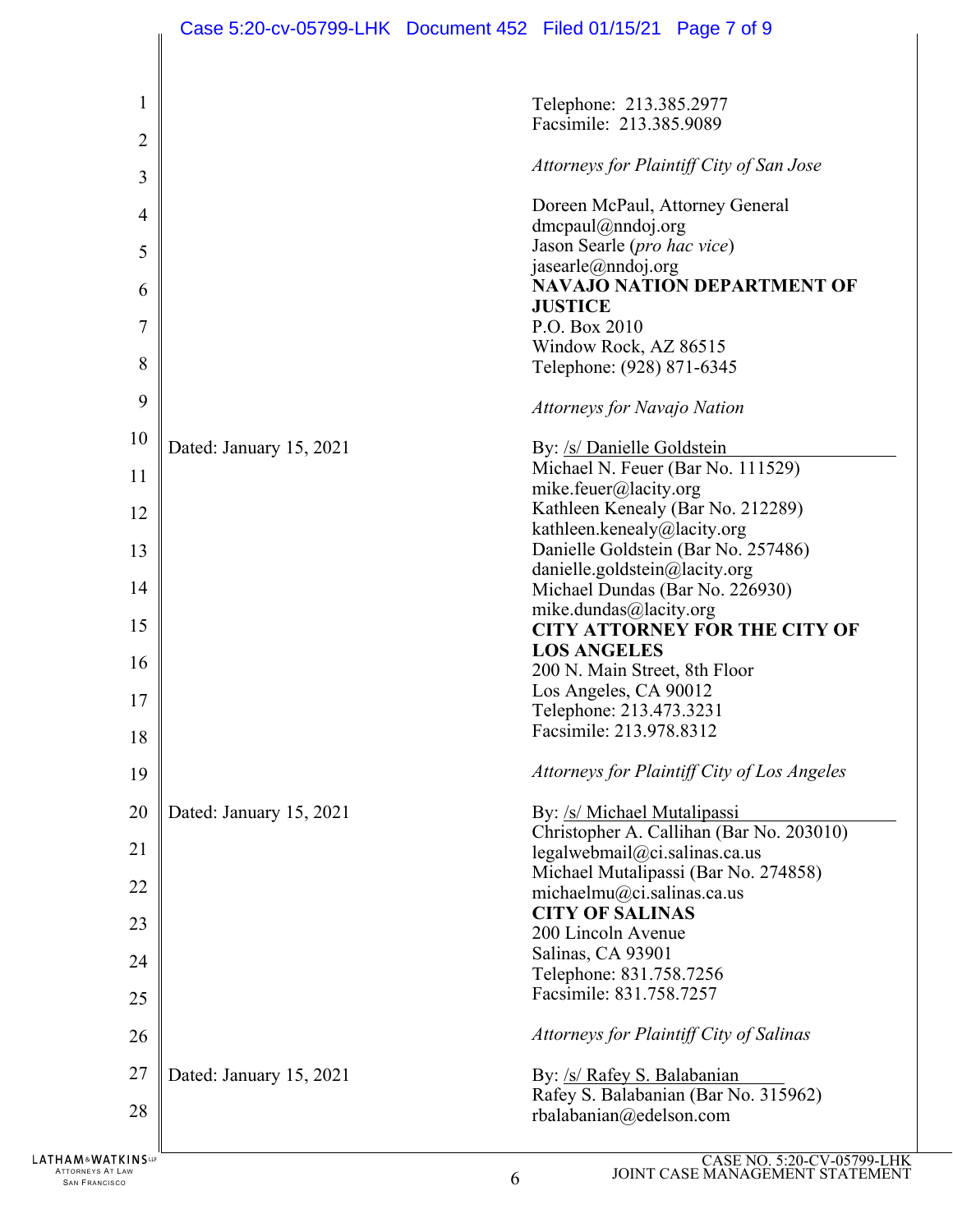Telephone: 213.385.2977
Facsimile: 213.385.9089

*Attorneys for Plaintiff City of San Jose*

Doreen McPaul, Attorney General
dmcpaul@nndoj.org
Jason Searle (*pro hac vice*)
jasearle@nndoj.org
**NAVAJO NATION DEPARTMENT OF JUSTICE**
P.O. Box 2010
Window Rock, AZ 86515
Telephone: (928) 871-6345

*Attorneys for Navajo Nation*

Dated: January 15, 2021

By: /s/ Danielle Goldstein
Michael N. Feuer (Bar No. 111529)
mike.feuer@lacity.org
Kathleen Kenealy (Bar No. 212289)
kathleen.kenealy@lacity.org
Danielle Goldstein (Bar No. 257486)
danielle.goldstein@lacity.org
Michael Dundas (Bar No. 226930)
mike.dundas@lacity.org
**CITY ATTORNEY FOR THE CITY OF LOS ANGELES**
200 N. Main Street, 8th Floor
Los Angeles, CA 90012
Telephone: 213.473.3231
Facsimile: 213.978.8312

*Attorneys for Plaintiff City of Los Angeles*

Dated: January 15, 2021

By: /s/ Michael Mutalipassi
Christopher A. Callihan (Bar No. 203010)
legalwebmail@ci.salinas.ca.us
Michael Mutalipassi (Bar No. 274858)
michaelmu@ci.salinas.ca.us
**CITY OF SALINAS**
200 Lincoln Avenue
Salinas, CA 93901
Telephone: 831.758.7256
Facsimile: 831.758.7257

*Attorneys for Plaintiff City of Salinas*

Dated: January 15, 2021

By: /s/ Rafey S. Balabanian
Rafey S. Balabanian (Bar No. 315962)
rbalabanian@edelson.com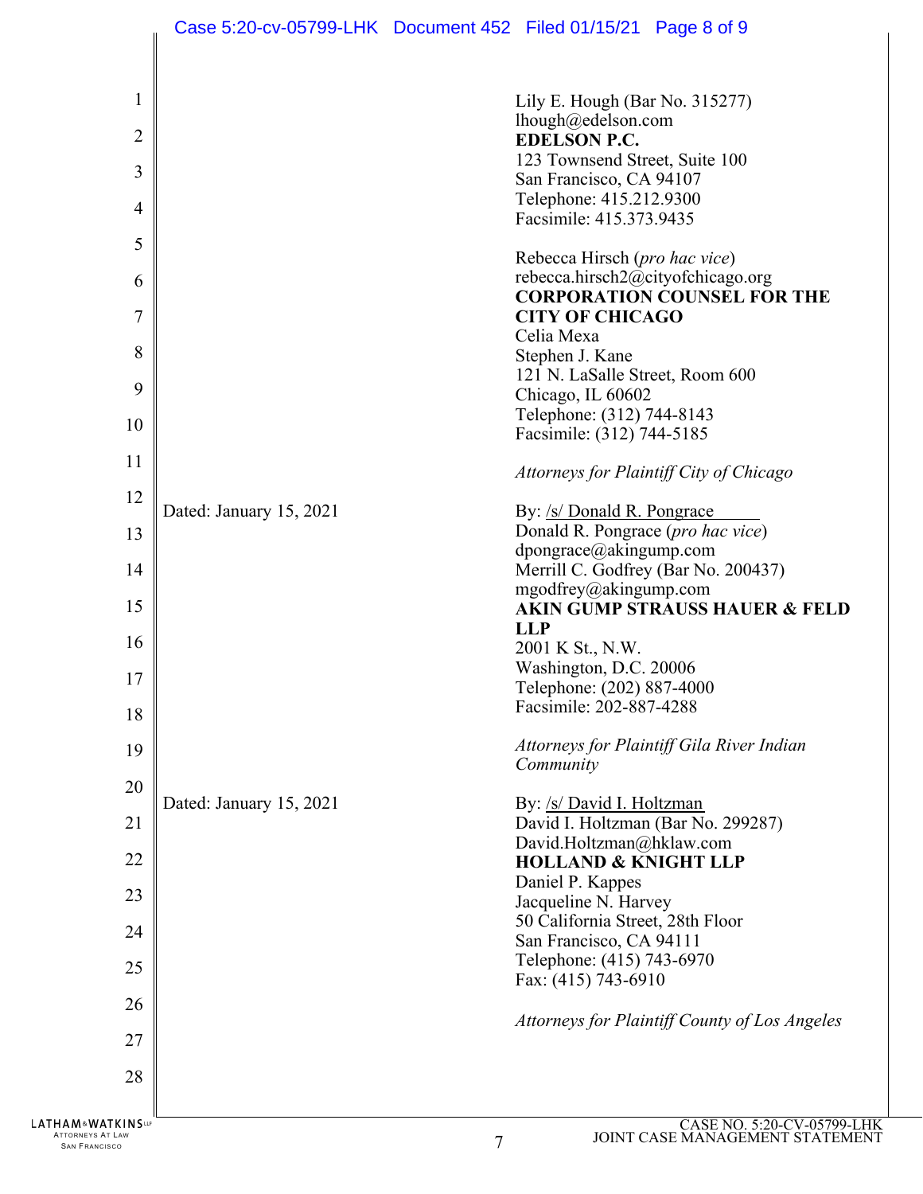Lily E. Hough (Bar No. 315277)
lhough@edelson.com
**EDELSON P.C.**
123 Townsend Street, Suite 100
San Francisco, CA 94107
Telephone: 415.212.9300
Facsimile: 415.373.9435

Rebecca Hirsch (*pro hac vice*)
rebecca.hirsch2@cityofchicago.org
**CORPORATION COUNSEL FOR THE CITY OF CHICAGO**
Celia Mexa
Stephen J. Kane
121 N. LaSalle Street, Room 600
Chicago, IL 60602
Telephone: (312) 744-8143
Facsimile: (312) 744-5185

*Attorneys for Plaintiff City of Chicago*

Dated: January 15, 2021

By: /s/ Donald R. Pongrace
Donald R. Pongrace (*pro hac vice*)
dpongrace@akingump.com
Merrill C. Godfrey (Bar No. 200437)
mgodfrey@akingump.com
**AKIN GUMP STRAUSS HAUER & FELD LLP**
2001 K St., N.W.
Washington, D.C. 20006
Telephone: (202) 887-4000
Facsimile: 202-887-4288

*Attorneys for Plaintiff Gila River Indian Community*

Dated: January 15, 2021

By: /s/ David I. Holtzman
David I. Holtzman (Bar No. 299287)
David.Holtzman@hklaw.com
**HOLLAND & KNIGHT LLP**
Daniel P. Kappes
Jacqueline N. Harvey
50 California Street, 28th Floor
San Francisco, CA 94111
Telephone: (415) 743-6970
Fax: (415) 743-6910

*Attorneys for Plaintiff County of Los Angeles*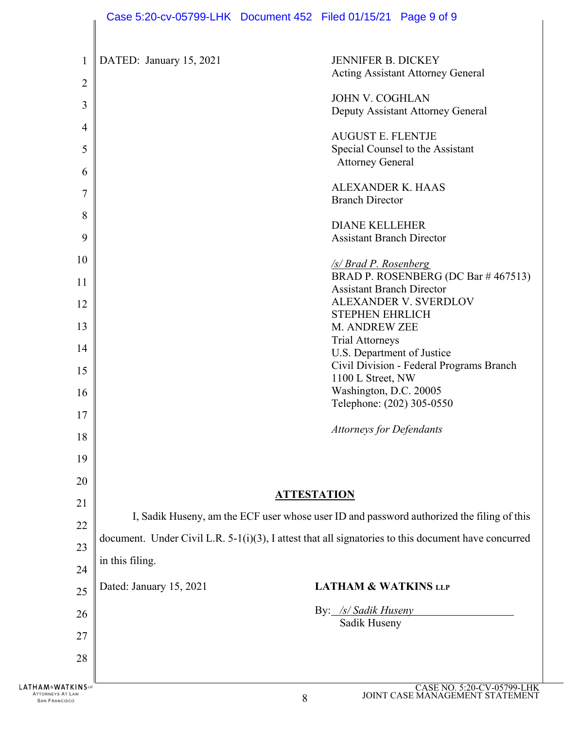DATED: January 15, 2021

JENNIFER B. DICKEY
Acting Assistant Attorney General

JOHN V. COGHLAN
Deputy Assistant Attorney General

AUGUST E. FLENTJE
Special Counsel to the Assistant Attorney General

ALEXANDER K. HAAS
Branch Director

DIANE KELLEHER
Assistant Branch Director

*/s/ Brad P. Rosenberg*
BRAD P. ROSENBERG (DC Bar # 467513)
Assistant Branch Director
ALEXANDER V. SVERDLOV
STEPHEN EHRLICH
M. ANDREW ZEE
Trial Attorneys
U.S. Department of Justice
Civil Division - Federal Programs Branch
1100 L Street, NW
Washington, D.C. 20005
Telephone: (202) 305-0550

*Attorneys for Defendants*

## ATTESTATION

I, Sadik Huseny, am the ECF user whose user ID and password authorized the filing of this document. Under Civil L.R. 5-1(i)(3), I attest that all signatories to this document have concurred in this filing.

Dated: January 15, 2021

**LATHAM & WATKINS LLP**

By: */s/ Sadik Huseny*
Sadik Huseny